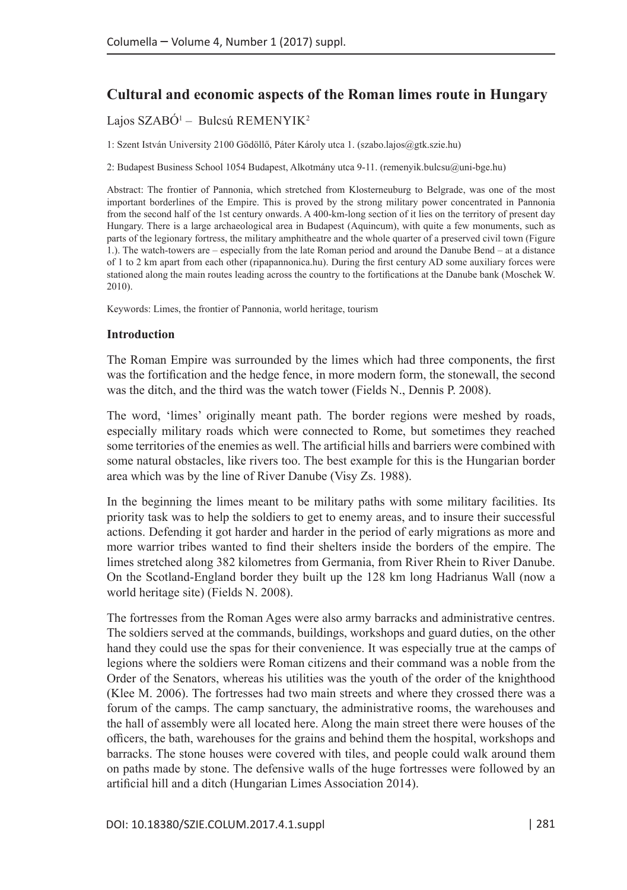# Cultural and economic aspects of the Roman limes route in Hungary

Lajos SZABÓ[1] – Bulcsú REMENYIK[2]

1: Szent István University 2100 Gödöllő, Páter Károly utca 1. (szabo.lajos@gtk.szie.hu)

2: Budapest Business School 1054 Budapest, Alkotmány utca 9-11. (remenyik.bulcsu@uni-bge.hu)

Abstract: The frontier of Pannonia, which stretched from Klosterneuburg to Belgrade, was one of the most important borderlines of the Empire. This is proved by the strong military power concentrated in Pannonia from the second half of the 1st century onwards. A 400-km-long section of it lies on the territory of present day Hungary. There is a large archaeological area in Budapest (Aquincum), with quite a few monuments, such as parts of the legionary fortress, the military amphitheatre and the whole quarter of a preserved civil town (Figure 1.). The watch-towers are – especially from the late Roman period and around the Danube Bend – at a distance of 1 to 2 km apart from each other (ripapannonica.hu). During the first century AD some auxiliary forces were stationed along the main routes leading across the country to the fortifications at the Danube bank (Moschek W. 2010).

Keywords: Limes, the frontier of Pannonia, world heritage, tourism

## Introduction

The Roman Empire was surrounded by the limes which had three components, the first was the fortification and the hedge fence, in more modern form, the stonewall, the second was the ditch, and the third was the watch tower (Fields N., Dennis P. 2008).

The word, 'limes' originally meant path. The border regions were meshed by roads, especially military roads which were connected to Rome, but sometimes they reached some territories of the enemies as well. The artificial hills and barriers were combined with some natural obstacles, like rivers too. The best example for this is the Hungarian border area which was by the line of River Danube (Visy Zs. 1988).

In the beginning the limes meant to be military paths with some military facilities. Its priority task was to help the soldiers to get to enemy areas, and to insure their successful actions. Defending it got harder and harder in the period of early migrations as more and more warrior tribes wanted to find their shelters inside the borders of the empire. The limes stretched along 382 kilometres from Germania, from River Rhein to River Danube. On the Scotland-England border they built up the 128 km long Hadrianus Wall (now a world heritage site) (Fields N. 2008).

The fortresses from the Roman Ages were also army barracks and administrative centres. The soldiers served at the commands, buildings, workshops and guard duties, on the other hand they could use the spas for their convenience. It was especially true at the camps of legions where the soldiers were Roman citizens and their command was a noble from the Order of the Senators, whereas his utilities was the youth of the order of the knighthood (Klee M. 2006). The fortresses had two main streets and where they crossed there was a forum of the camps. The camp sanctuary, the administrative rooms, the warehouses and the hall of assembly were all located here. Along the main street there were houses of the officers, the bath, warehouses for the grains and behind them the hospital, workshops and barracks. The stone houses were covered with tiles, and people could walk around them on paths made by stone. The defensive walls of the huge fortresses were followed by an artificial hill and a ditch (Hungarian Limes Association 2014).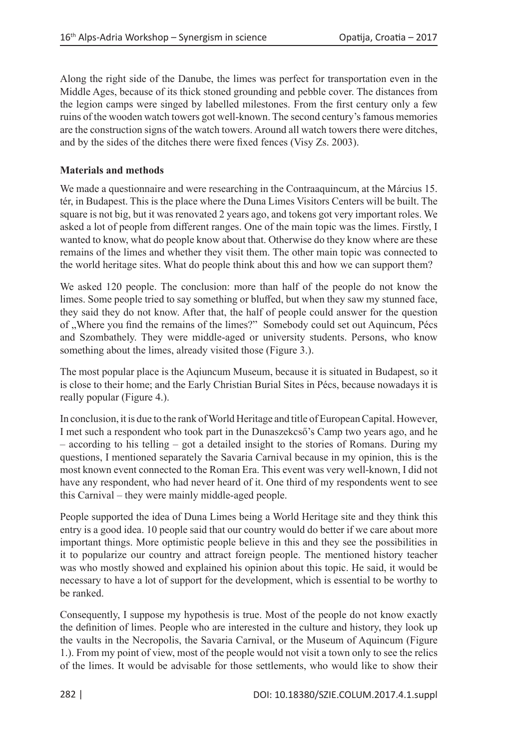Along the right side of the Danube, the limes was perfect for transportation even in the Middle Ages, because of its thick stoned grounding and pebble cover. The distances from the legion camps were singed by labelled milestones. From the first century only a few ruins of the wooden watch towers got well-known. The second century's famous memories are the construction signs of the watch towers. Around all watch towers there were ditches, and by the sides of the ditches there were fixed fences (Visy Zs. 2003).

**Materials and methods**

We made a questionnaire and were researching in the Contraaquincum, at the Március 15. tér, in Budapest. This is the place where the Duna Limes Visitors Centers will be built. The square is not big, but it was renovated 2 years ago, and tokens got very important roles. We asked a lot of people from different ranges. One of the main topic was the limes. Firstly, I wanted to know, what do people know about that. Otherwise do they know where are these remains of the limes and whether they visit them. The other main topic was connected to the world heritage sites. What do people think about this and how we can support them?

We asked 120 people. The conclusion: more than half of the people do not know the limes. Some people tried to say something or bluffed, but when they saw my stunned face, they said they do not know. After that, the half of people could answer for the question of „Where you find the remains of the limes?" Somebody could set out Aquincum, Pécs and Szombathely. They were middle-aged or university students. Persons, who know something about the limes, already visited those (Figure 3.).

The most popular place is the Aqiuncum Museum, because it is situated in Budapest, so it is close to their home; and the Early Christian Burial Sites in Pécs, because nowadays it is really popular (Figure 4.).

In conclusion, it is due to the rank of World Heritage and title of European Capital. However, I met such a respondent who took part in the Dunaszekcső's Camp two years ago, and he – according to his telling – got a detailed insight to the stories of Romans. During my questions, I mentioned separately the Savaria Carnival because in my opinion, this is the most known event connected to the Roman Era. This event was very well-known, I did not have any respondent, who had never heard of it. One third of my respondents went to see this Carnival – they were mainly middle-aged people.

People supported the idea of Duna Limes being a World Heritage site and they think this entry is a good idea. 10 people said that our country would do better if we care about more important things. More optimistic people believe in this and they see the possibilities in it to popularize our country and attract foreign people. The mentioned history teacher was who mostly showed and explained his opinion about this topic. He said, it would be necessary to have a lot of support for the development, which is essential to be worthy to be ranked.

Consequently, I suppose my hypothesis is true. Most of the people do not know exactly the definition of limes. People who are interested in the culture and history, they look up the vaults in the Necropolis, the Savaria Carnival, or the Museum of Aquincum (Figure 1.). From my point of view, most of the people would not visit a town only to see the relics of the limes. It would be advisable for those settlements, who would like to show their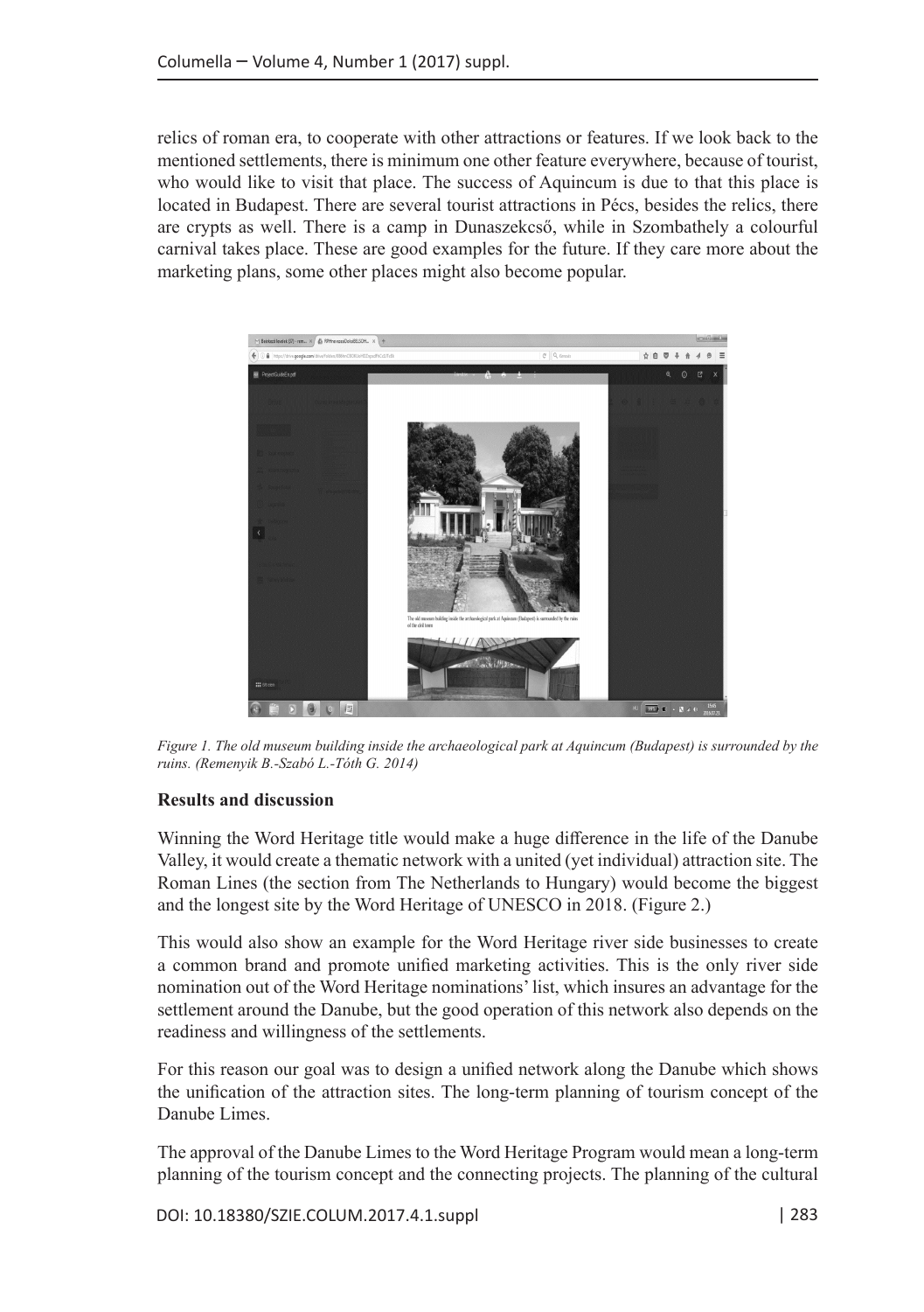relics of roman era, to cooperate with other attractions or features. If we look back to the mentioned settlements, there is minimum one other feature everywhere, because of tourist, who would like to visit that place. The success of Aquincum is due to that this place is located in Budapest. There are several tourist attractions in Pécs, besides the relics, there are crypts as well. There is a camp in Dunaszekcső, while in Szombathely a colourful carnival takes place. These are good examples for the future. If they care more about the marketing plans, some other places might also become popular.

*Figure 1. The old museum building inside the archaeological park at Aquincum (Budapest) is surrounded by the ruins. (Remenyik B.-Szabó L.-Tóth G. 2014)*

**Results and discussion**

Winning the Word Heritage title would make a huge difference in the life of the Danube Valley, it would create a thematic network with a united (yet individual) attraction site. The Roman Lines (the section from The Netherlands to Hungary) would become the biggest and the longest site by the Word Heritage of UNESCO in 2018. (Figure 2.)

This would also show an example for the Word Heritage river side businesses to create a common brand and promote unified marketing activities. This is the only river side nomination out of the Word Heritage nominations' list, which insures an advantage for the settlement around the Danube, but the good operation of this network also depends on the readiness and willingness of the settlements.

For this reason our goal was to design a unified network along the Danube which shows the unification of the attraction sites. The long-term planning of tourism concept of the Danube Limes.

The approval of the Danube Limes to the Word Heritage Program would mean a long-term planning of the tourism concept and the connecting projects. The planning of the cultural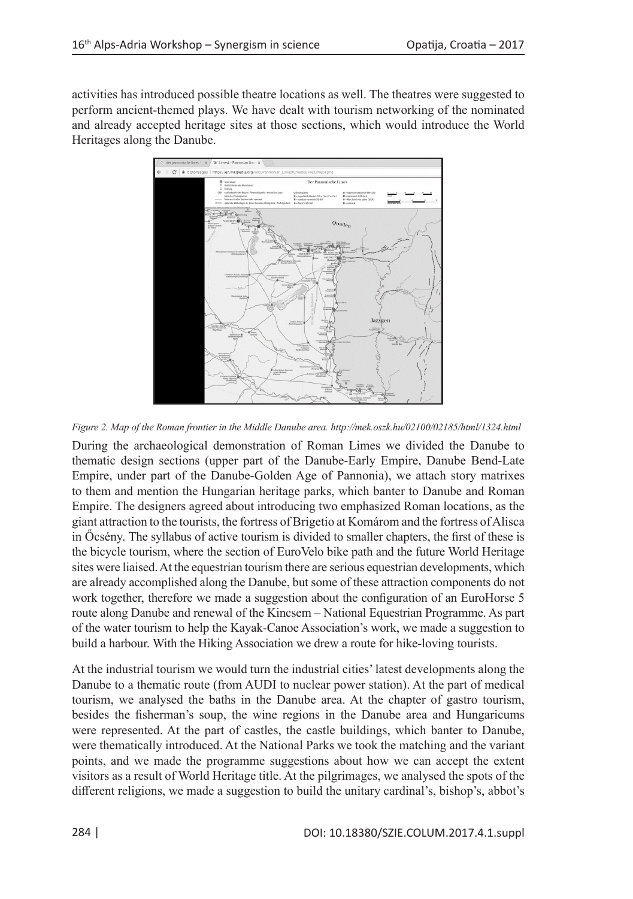activities has introduced possible theatre locations as well. The theatres were suggested to perform ancient-themed plays. We have dealt with tourism networking of the nominated and already accepted heritage sites at those sections, which would introduce the World Heritages along the Danube.

*Figure 2. Map of the Roman frontier in the Middle Danube area. http://mek.oszk.hu/02100/02185/html/1324.html*

During the archaeological demonstration of Roman Limes we divided the Danube to thematic design sections (upper part of the Danube-Early Empire, Danube Bend-Late Empire, under part of the Danube-Golden Age of Pannonia), we attach story matrixes to them and mention the Hungarian heritage parks, which banter to Danube and Roman Empire. The designers agreed about introducing two emphasized Roman locations, as the giant attraction to the tourists, the fortress of Brigetio at Komárom and the fortress of Alisca in Őcsény. The syllabus of active tourism is divided to smaller chapters, the first of these is the bicycle tourism, where the section of EuroVelo bike path and the future World Heritage sites were liaised. At the equestrian tourism there are serious equestrian developments, which are already accomplished along the Danube, but some of these attraction components do not work together, therefore we made a suggestion about the configuration of an EuroHorse 5 route along Danube and renewal of the Kincsem – National Equestrian Programme. As part of the water tourism to help the Kayak-Canoe Association's work, we made a suggestion to build a harbour. With the Hiking Association we drew a route for hike-loving tourists.

At the industrial tourism we would turn the industrial cities' latest developments along the Danube to a thematic route (from AUDI to nuclear power station). At the part of medical tourism, we analysed the baths in the Danube area. At the chapter of gastro tourism, besides the fisherman's soup, the wine regions in the Danube area and Hungaricums were represented. At the part of castles, the castle buildings, which banter to Danube, were thematically introduced. At the National Parks we took the matching and the variant points, and we made the programme suggestions about how we can accept the extent visitors as a result of World Heritage title. At the pilgrimages, we analysed the spots of the different religions, we made a suggestion to build the unitary cardinal's, bishop's, abbot's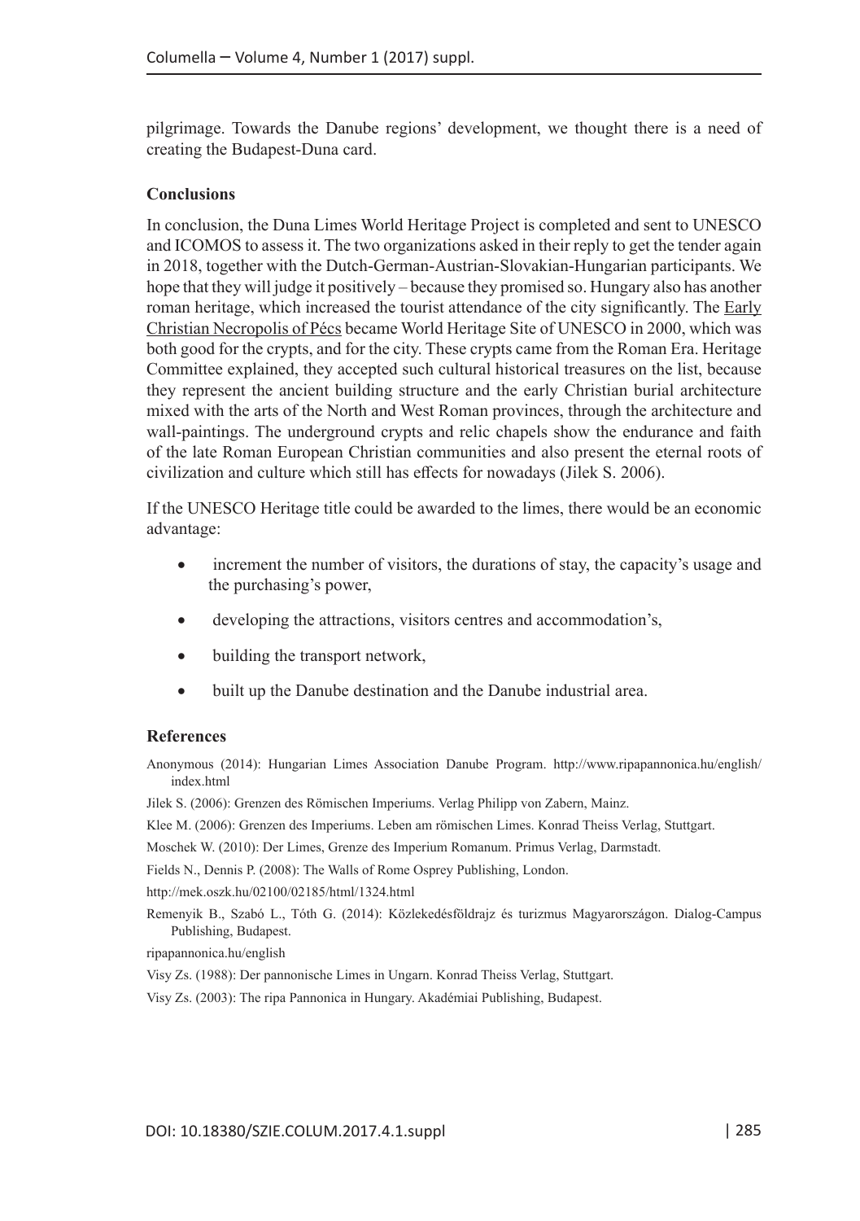pilgrimage. Towards the Danube regions' development, we thought there is a need of creating the Budapest-Duna card.

### Conclusions

In conclusion, the Duna Limes World Heritage Project is completed and sent to UNESCO and ICOMOS to assess it. The two organizations asked in their reply to get the tender again in 2018, together with the Dutch-German-Austrian-Slovakian-Hungarian participants. We hope that they will judge it positively – because they promised so. Hungary also has another roman heritage, which increased the tourist attendance of the city significantly. The Early Christian Necropolis of Pécs became World Heritage Site of UNESCO in 2000, which was both good for the crypts, and for the city. These crypts came from the Roman Era. Heritage Committee explained, they accepted such cultural historical treasures on the list, because they represent the ancient building structure and the early Christian burial architecture mixed with the arts of the North and West Roman provinces, through the architecture and wall-paintings. The underground crypts and relic chapels show the endurance and faith of the late Roman European Christian communities and also present the eternal roots of civilization and culture which still has effects for nowadays (Jilek S. 2006).

If the UNESCO Heritage title could be awarded to the limes, there would be an economic advantage:

- increment the number of visitors, the durations of stay, the capacity's usage and the purchasing's power,
- developing the attractions, visitors centres and accommodation's,
- building the transport network,
- built up the Danube destination and the Danube industrial area.

### References

Anonymous (2014): Hungarian Limes Association Danube Program. http://www.ripapannonica.hu/english/index.html

Jilek S. (2006): Grenzen des Römischen Imperiums. Verlag Philipp von Zabern, Mainz.

Klee M. (2006): Grenzen des Imperiums. Leben am römischen Limes. Konrad Theiss Verlag, Stuttgart.

Moschek W. (2010): Der Limes, Grenze des Imperium Romanum. Primus Verlag, Darmstadt.

Fields N., Dennis P. (2008): The Walls of Rome Osprey Publishing, London.

http://mek.oszk.hu/02100/02185/html/1324.html

Remenyik B., Szabó L., Tóth G. (2014): Közlekedésföldrajz és turizmus Magyarországon. Dialog-Campus Publishing, Budapest.

ripapannonica.hu/english

Visy Zs. (1988): Der pannonische Limes in Ungarn. Konrad Theiss Verlag, Stuttgart.

Visy Zs. (2003): The ripa Pannonica in Hungary. Akadémiai Publishing, Budapest.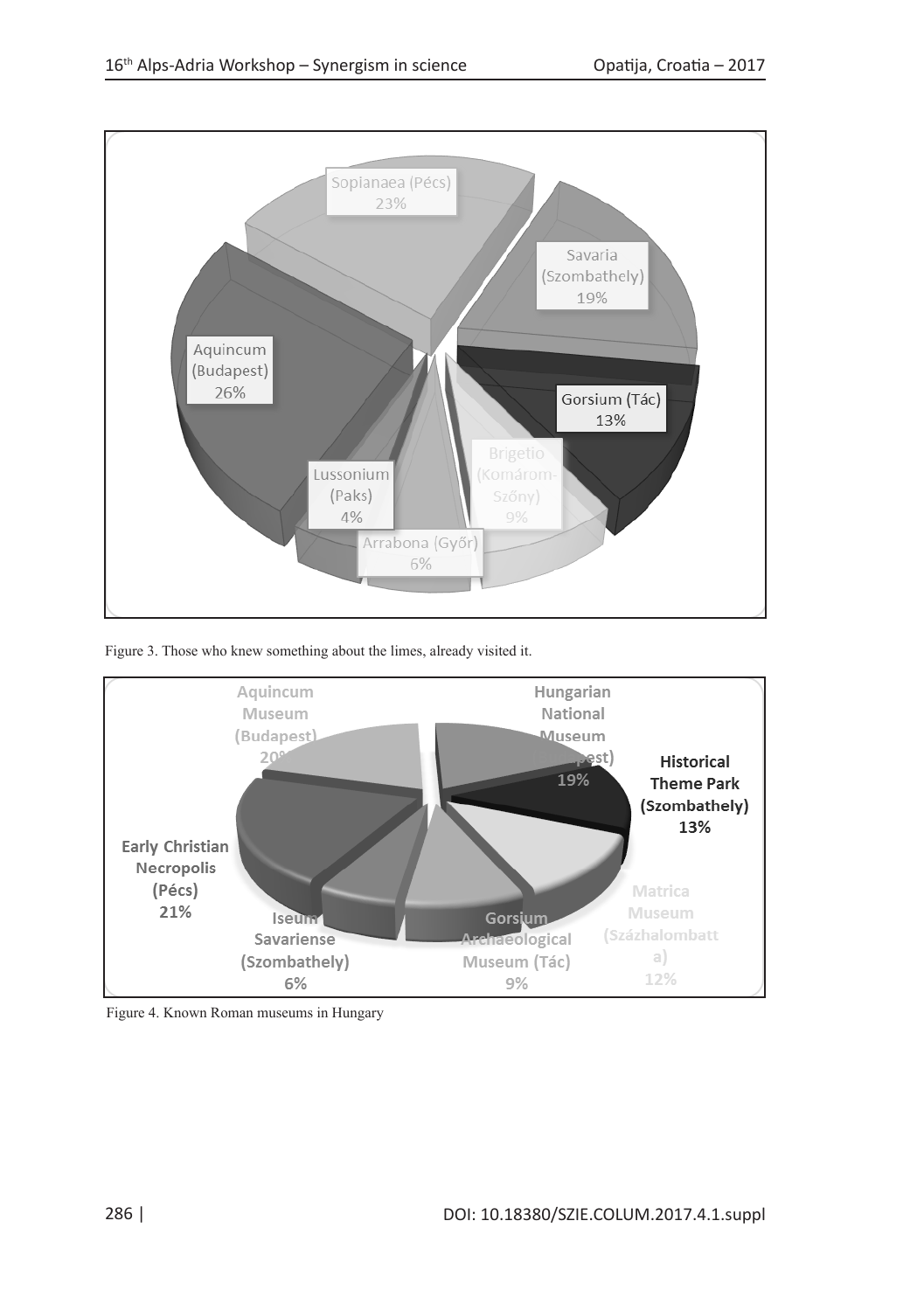Sopianaea (Pécs)
23%

Savaria
(Szombathely)
19%

Aquincum
(Budapest)
26%

Gorsium (Tác)
13%

Brigetio
(Komárom-
Szőny)
9%

Lussonium
(Paks)
4%

Arrabona (Győr)
6%

Figure 3. Those who knew something about the limes, already visited it.

Aquincum
Museum
(Budapest)
20%

Hungarian
National
Museum
(Budapest)
19%

Historical
Theme Park
(Szombathely)
13%

Early Christian
Necropolis
(Pécs)
21%

Matrica
Museum
(Százhalombatt
a)
12%

Iseum
Savariense
(Szombathely)
6%

Gorsium
Archaeological
Museum (Tác)
9%

Figure 4. Known Roman museums in Hungary